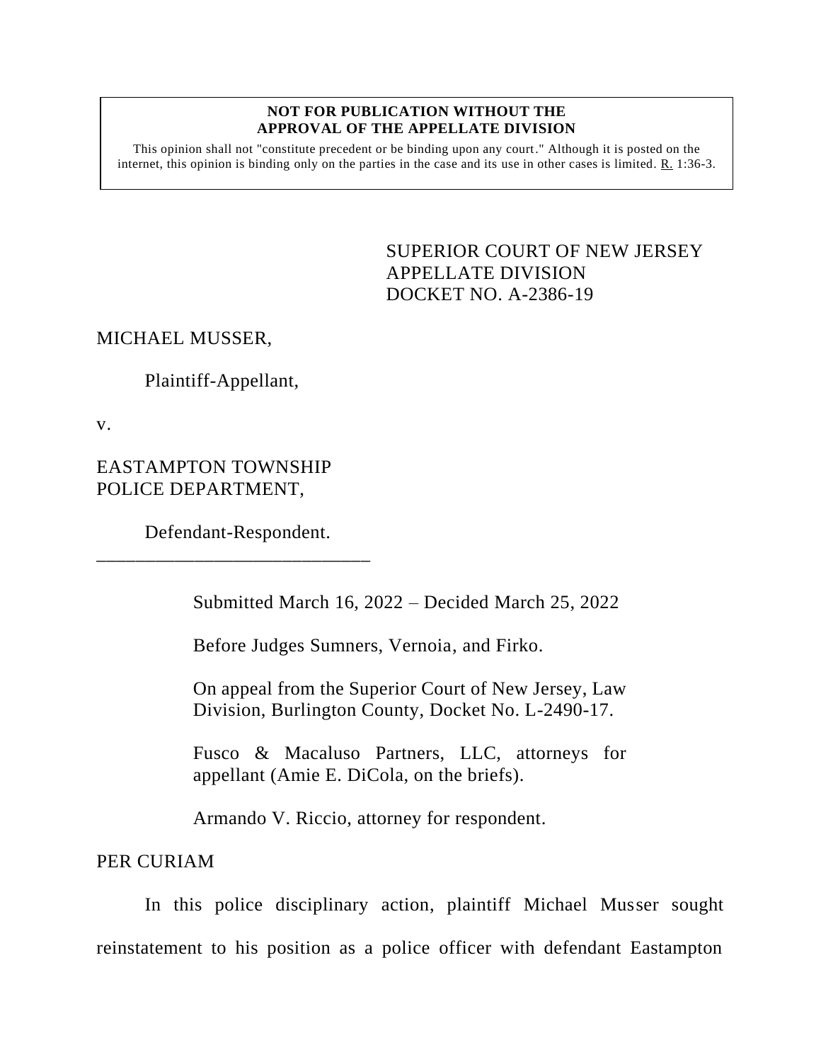**NOT FOR PUBLICATION WITHOUT THE APPROVAL OF THE APPELLATE DIVISION**

This opinion shall not "constitute precedent or be binding upon any court." Although it is posted on the internet, this opinion is binding only on the parties in the case and its use in other cases is limited. R. 1:36-3.

SUPERIOR COURT OF NEW JERSEY
APPELLATE DIVISION
DOCKET NO. A-2386-19

MICHAEL MUSSER,

Plaintiff-Appellant,

v.

EASTAMPTON TOWNSHIP POLICE DEPARTMENT,

Defendant-Respondent.

---

Submitted March 16, 2022 – Decided March 25, 2022

Before Judges Sumners, Vernoia, and Firko.

On appeal from the Superior Court of New Jersey, Law Division, Burlington County, Docket No. L-2490-17.

Fusco & Macaluso Partners, LLC, attorneys for appellant (Amie E. DiCola, on the briefs).

Armando V. Riccio, attorney for respondent.

PER CURIAM

In this police disciplinary action, plaintiff Michael Musser sought reinstatement to his position as a police officer with defendant Eastampton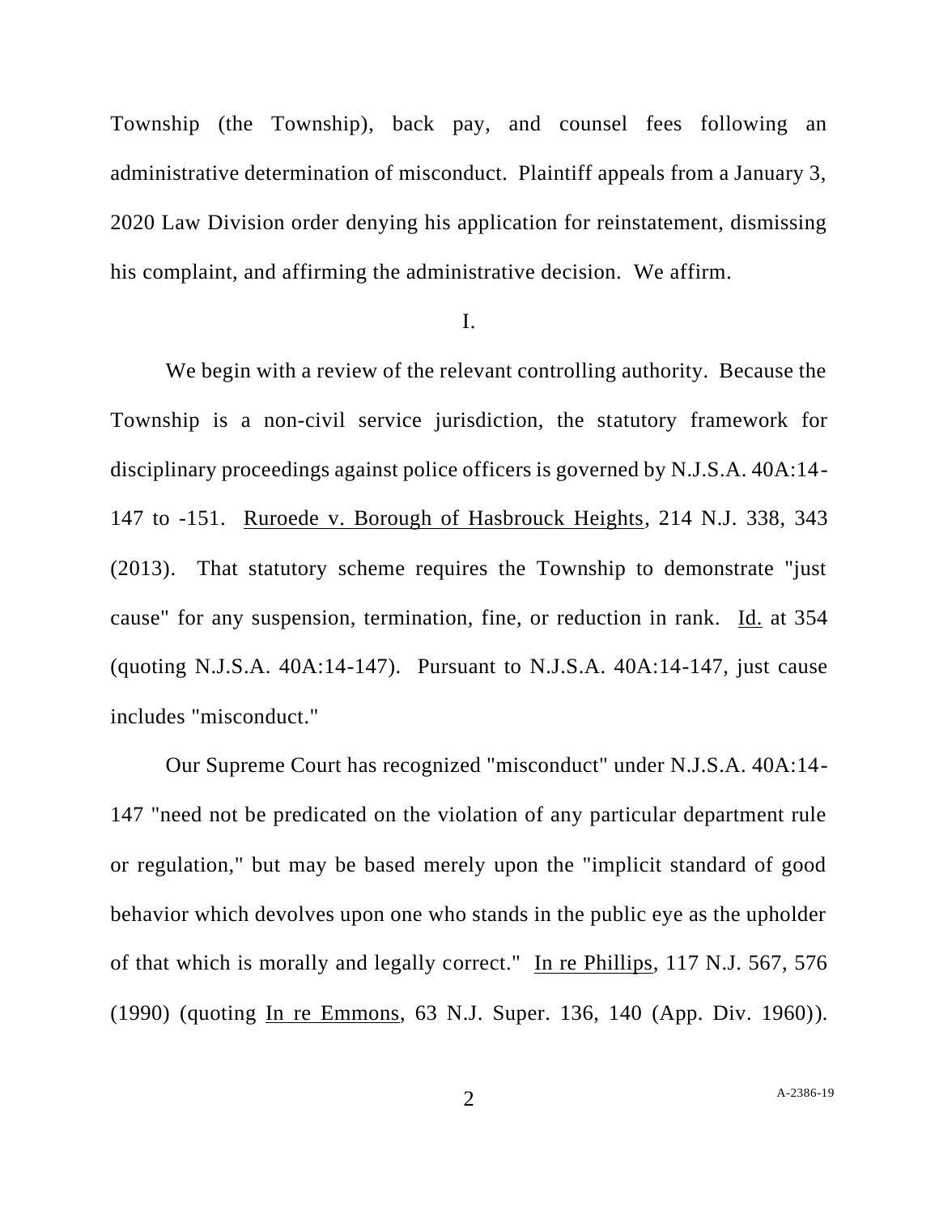Township (the Township), back pay, and counsel fees following an administrative determination of misconduct. Plaintiff appeals from a January 3, 2020 Law Division order denying his application for reinstatement, dismissing his complaint, and affirming the administrative decision. We affirm.

I.

We begin with a review of the relevant controlling authority. Because the Township is a non-civil service jurisdiction, the statutory framework for disciplinary proceedings against police officers is governed by N.J.S.A. 40A:14-147 to -151. Ruroede v. Borough of Hasbrouck Heights, 214 N.J. 338, 343 (2013). That statutory scheme requires the Township to demonstrate "just cause" for any suspension, termination, fine, or reduction in rank. Id. at 354 (quoting N.J.S.A. 40A:14-147). Pursuant to N.J.S.A. 40A:14-147, just cause includes "misconduct."

Our Supreme Court has recognized "misconduct" under N.J.S.A. 40A:14-147 "need not be predicated on the violation of any particular department rule or regulation," but may be based merely upon the "implicit standard of good behavior which devolves upon one who stands in the public eye as the upholder of that which is morally and legally correct." In re Phillips, 117 N.J. 567, 576 (1990) (quoting In re Emmons, 63 N.J. Super. 136, 140 (App. Div. 1960)).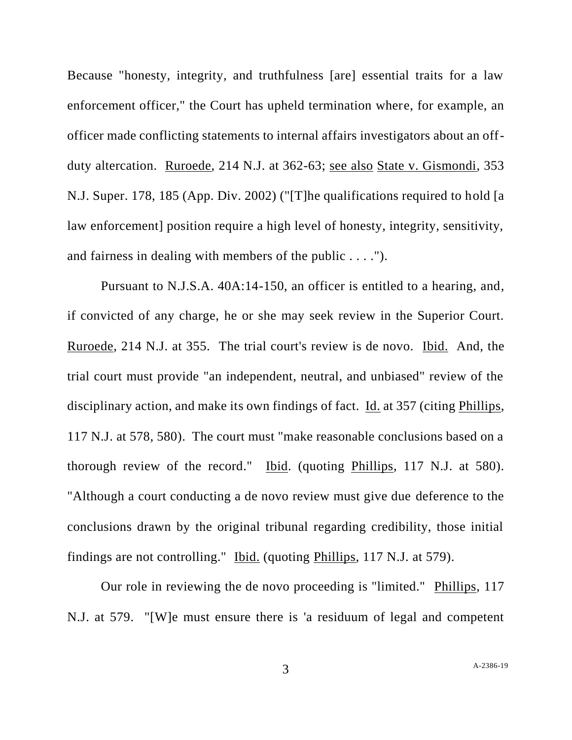Because "honesty, integrity, and truthfulness [are] essential traits for a law enforcement officer," the Court has upheld termination where, for example, an officer made conflicting statements to internal affairs investigators about an off-duty altercation. Ruroede, 214 N.J. at 362-63; see also State v. Gismondi, 353 N.J. Super. 178, 185 (App. Div. 2002) ("[T]he qualifications required to hold [a law enforcement] position require a high level of honesty, integrity, sensitivity, and fairness in dealing with members of the public . . . .").

Pursuant to N.J.S.A. 40A:14-150, an officer is entitled to a hearing, and, if convicted of any charge, he or she may seek review in the Superior Court. Ruroede, 214 N.J. at 355. The trial court's review is de novo. Ibid. And, the trial court must provide "an independent, neutral, and unbiased" review of the disciplinary action, and make its own findings of fact. Id. at 357 (citing Phillips, 117 N.J. at 578, 580). The court must "make reasonable conclusions based on a thorough review of the record." Ibid. (quoting Phillips, 117 N.J. at 580). "Although a court conducting a de novo review must give due deference to the conclusions drawn by the original tribunal regarding credibility, those initial findings are not controlling." Ibid. (quoting Phillips, 117 N.J. at 579).

Our role in reviewing the de novo proceeding is "limited." Phillips, 117 N.J. at 579. "[W]e must ensure there is 'a residuum of legal and competent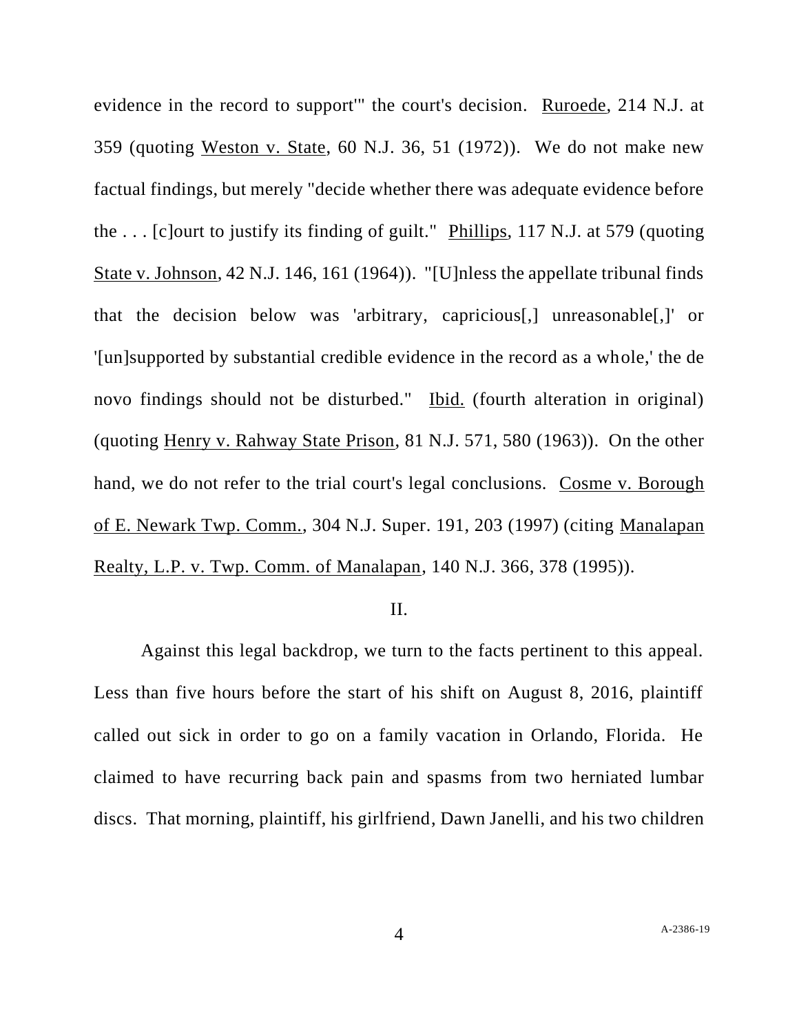evidence in the record to support'" the court's decision. Ruroede, 214 N.J. at 359 (quoting Weston v. State, 60 N.J. 36, 51 (1972)). We do not make new factual findings, but merely "decide whether there was adequate evidence before the . . . [c]ourt to justify its finding of guilt." Phillips, 117 N.J. at 579 (quoting State v. Johnson, 42 N.J. 146, 161 (1964)). "[U]nless the appellate tribunal finds that the decision below was 'arbitrary, capricious[,] unreasonable[,]' or '[un]supported by substantial credible evidence in the record as a whole,' the de novo findings should not be disturbed." Ibid. (fourth alteration in original) (quoting Henry v. Rahway State Prison, 81 N.J. 571, 580 (1963)). On the other hand, we do not refer to the trial court's legal conclusions. Cosme v. Borough of E. Newark Twp. Comm., 304 N.J. Super. 191, 203 (1997) (citing Manalapan Realty, L.P. v. Twp. Comm. of Manalapan, 140 N.J. 366, 378 (1995)).

II.

Against this legal backdrop, we turn to the facts pertinent to this appeal. Less than five hours before the start of his shift on August 8, 2016, plaintiff called out sick in order to go on a family vacation in Orlando, Florida. He claimed to have recurring back pain and spasms from two herniated lumbar discs. That morning, plaintiff, his girlfriend, Dawn Janelli, and his two children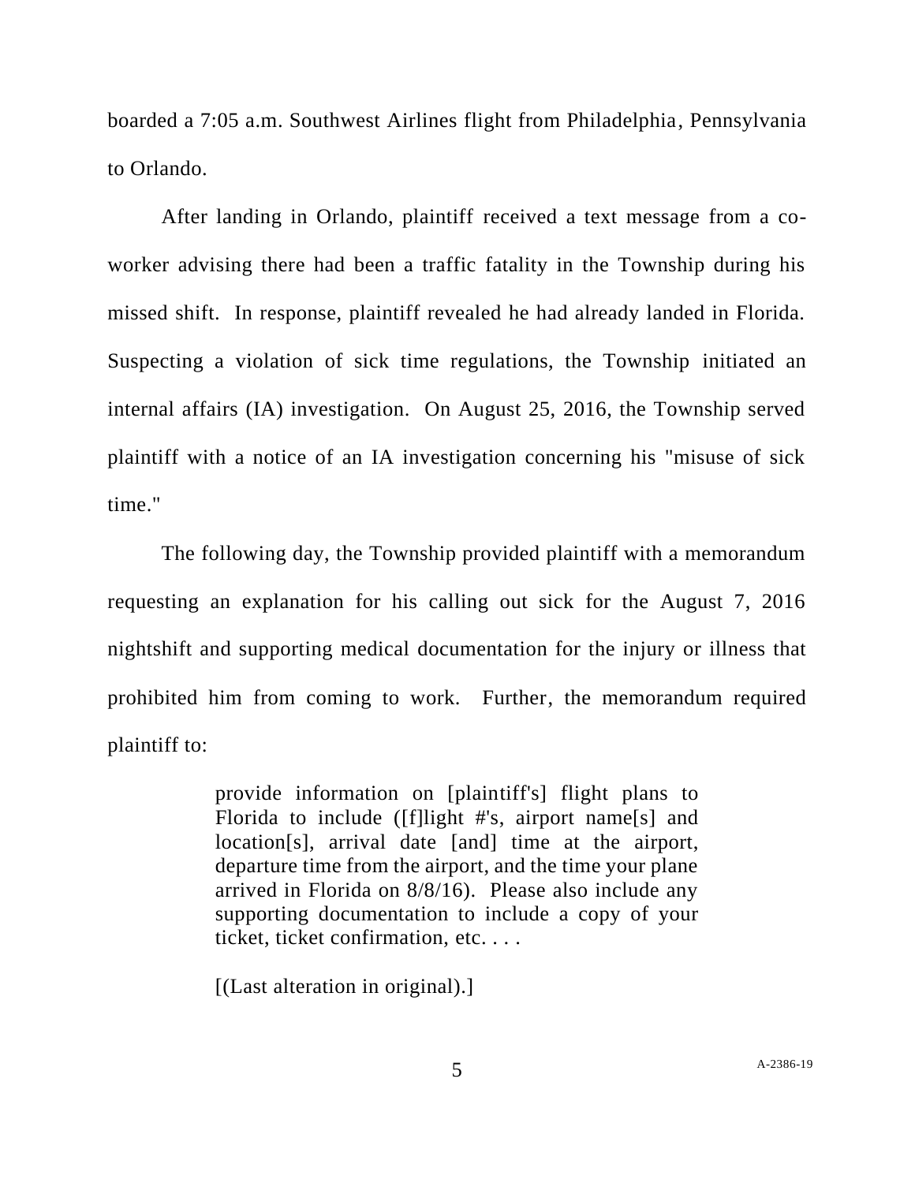boarded a 7:05 a.m. Southwest Airlines flight from Philadelphia, Pennsylvania to Orlando.

After landing in Orlando, plaintiff received a text message from a co-worker advising there had been a traffic fatality in the Township during his missed shift. In response, plaintiff revealed he had already landed in Florida. Suspecting a violation of sick time regulations, the Township initiated an internal affairs (IA) investigation. On August 25, 2016, the Township served plaintiff with a notice of an IA investigation concerning his "misuse of sick time."

The following day, the Township provided plaintiff with a memorandum requesting an explanation for his calling out sick for the August 7, 2016 nightshift and supporting medical documentation for the injury or illness that prohibited him from coming to work. Further, the memorandum required plaintiff to:

> provide information on [plaintiff's] flight plans to Florida to include ([f]light #'s, airport name[s] and location[s], arrival date [and] time at the airport, departure time from the airport, and the time your plane arrived in Florida on 8/8/16). Please also include any supporting documentation to include a copy of your ticket, ticket confirmation, etc. . . .
>
> [(Last alteration in original).]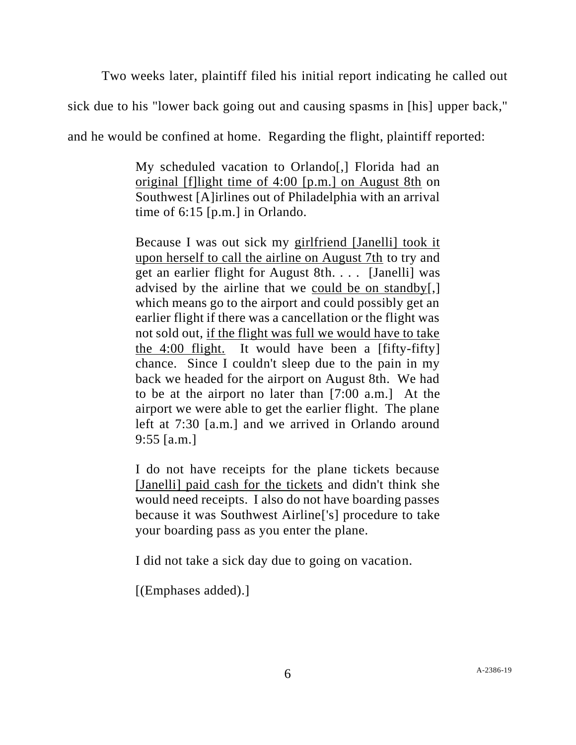Two weeks later, plaintiff filed his initial report indicating he called out sick due to his "lower back going out and causing spasms in [his] upper back," and he would be confined at home. Regarding the flight, plaintiff reported:

> My scheduled vacation to Orlando[,] Florida had an <u>original [f]light time of 4:00 [p.m.] on August 8th</u> on Southwest [A]irlines out of Philadelphia with an arrival time of 6:15 [p.m.] in Orlando.
>
> Because I was out sick my <u>girlfriend [Janelli] took it upon herself to call the airline on August 7th</u> to try and get an earlier flight for August 8th. . . . [Janelli] was advised by the airline that we <u>could be on standby</u>[,] which means go to the airport and could possibly get an earlier flight if there was a cancellation or the flight was not sold out, <u>if the flight was full we would have to take the 4:00 flight.</u> It would have been a [fifty-fifty] chance. Since I couldn't sleep due to the pain in my back we headed for the airport on August 8th. We had to be at the airport no later than [7:00 a.m.] At the airport we were able to get the earlier flight. The plane left at 7:30 [a.m.] and we arrived in Orlando around 9:55 [a.m.]
>
> I do not have receipts for the plane tickets because <u>[Janelli] paid cash for the tickets</u> and didn't think she would need receipts. I also do not have boarding passes because it was Southwest Airline['s] procedure to take your boarding pass as you enter the plane.
>
> I did not take a sick day due to going on vacation.
>
> [(Emphases added).]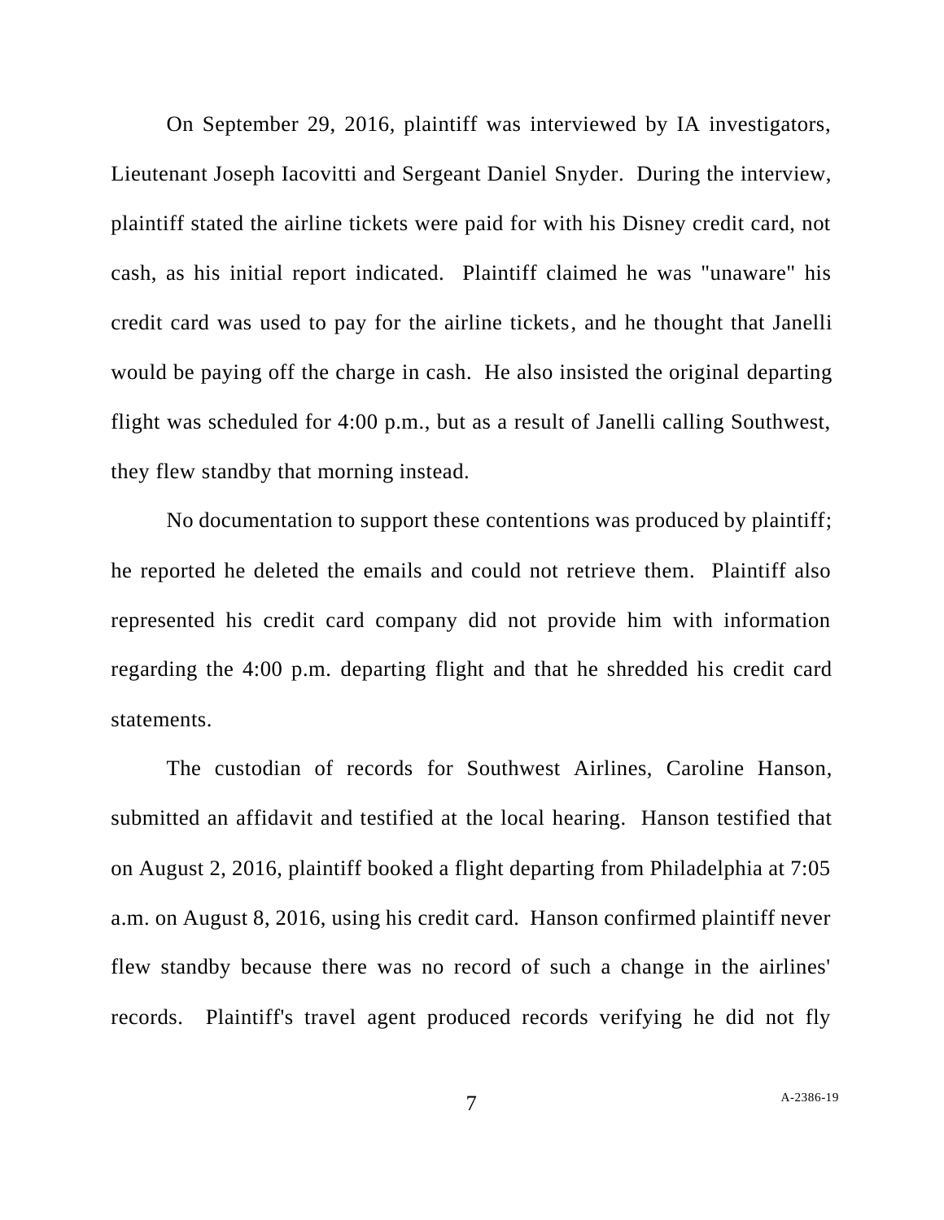On September 29, 2016, plaintiff was interviewed by IA investigators, Lieutenant Joseph Iacovitti and Sergeant Daniel Snyder. During the interview, plaintiff stated the airline tickets were paid for with his Disney credit card, not cash, as his initial report indicated. Plaintiff claimed he was "unaware" his credit card was used to pay for the airline tickets, and he thought that Janelli would be paying off the charge in cash. He also insisted the original departing flight was scheduled for 4:00 p.m., but as a result of Janelli calling Southwest, they flew standby that morning instead.

No documentation to support these contentions was produced by plaintiff; he reported he deleted the emails and could not retrieve them. Plaintiff also represented his credit card company did not provide him with information regarding the 4:00 p.m. departing flight and that he shredded his credit card statements.

The custodian of records for Southwest Airlines, Caroline Hanson, submitted an affidavit and testified at the local hearing. Hanson testified that on August 2, 2016, plaintiff booked a flight departing from Philadelphia at 7:05 a.m. on August 8, 2016, using his credit card. Hanson confirmed plaintiff never flew standby because there was no record of such a change in the airlines' records. Plaintiff's travel agent produced records verifying he did not fly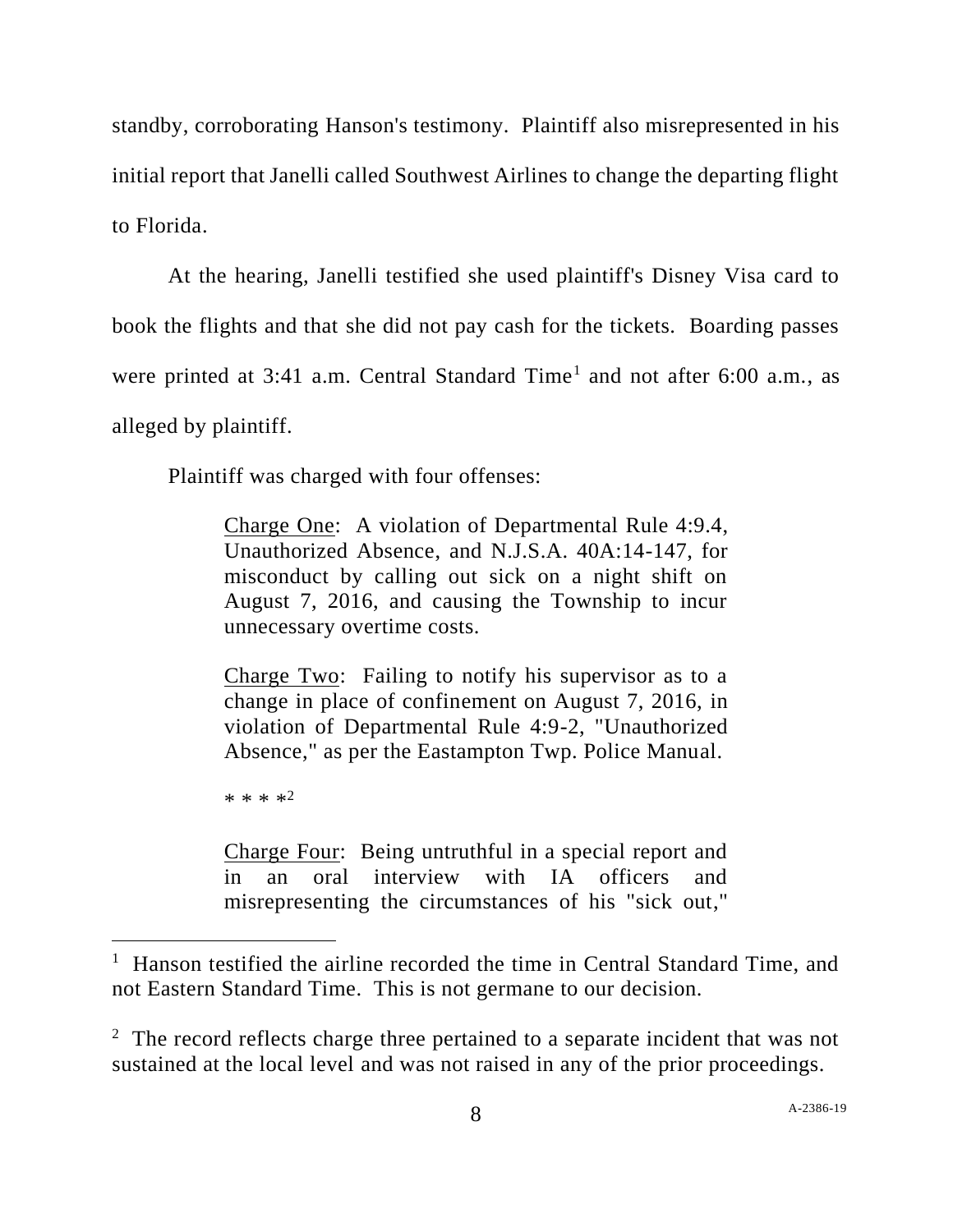standby, corroborating Hanson's testimony. Plaintiff also misrepresented in his initial report that Janelli called Southwest Airlines to change the departing flight to Florida.

At the hearing, Janelli testified she used plaintiff's Disney Visa card to book the flights and that she did not pay cash for the tickets. Boarding passes were printed at 3:41 a.m. Central Standard Time[1] and not after 6:00 a.m., as alleged by plaintiff.

Plaintiff was charged with four offenses:

> Charge One: A violation of Departmental Rule 4:9.4, Unauthorized Absence, and N.J.S.A. 40A:14-147, for misconduct by calling out sick on a night shift on August 7, 2016, and causing the Township to incur unnecessary overtime costs.
>
> Charge Two: Failing to notify his supervisor as to a change in place of confinement on August 7, 2016, in violation of Departmental Rule 4:9-2, "Unauthorized Absence," as per the Eastampton Twp. Police Manual.
>
> * * * *[2]
>
> Charge Four: Being untruthful in a special report and in an oral interview with IA officers and misrepresenting the circumstances of his "sick out,"

---

[1] Hanson testified the airline recorded the time in Central Standard Time, and not Eastern Standard Time. This is not germane to our decision.

[2] The record reflects charge three pertained to a separate incident that was not sustained at the local level and was not raised in any of the prior proceedings.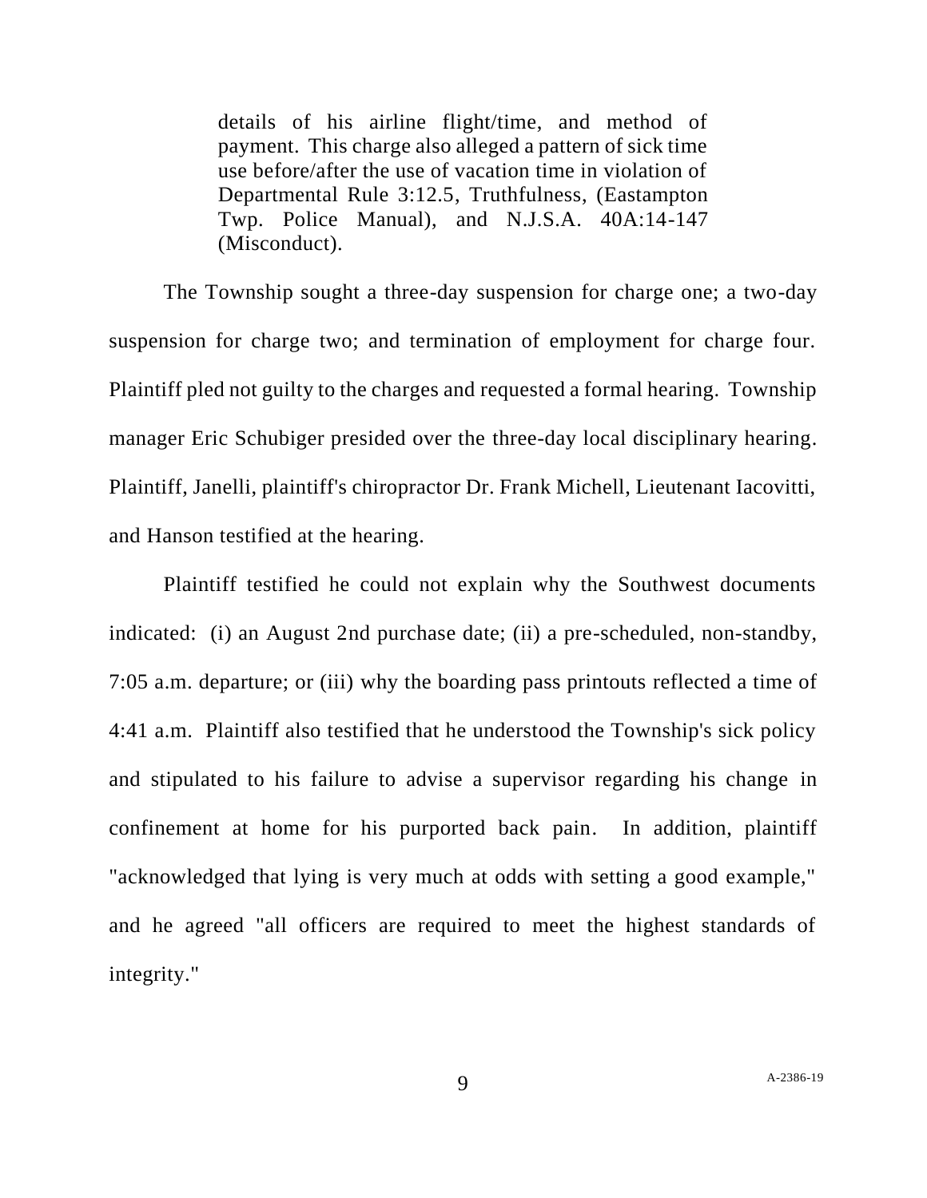> details of his airline flight/time, and method of payment. This charge also alleged a pattern of sick time use before/after the use of vacation time in violation of Departmental Rule 3:12.5, Truthfulness, (Eastampton Twp. Police Manual), and N.J.S.A. 40A:14-147 (Misconduct).

The Township sought a three-day suspension for charge one; a two-day suspension for charge two; and termination of employment for charge four. Plaintiff pled not guilty to the charges and requested a formal hearing. Township manager Eric Schubiger presided over the three-day local disciplinary hearing. Plaintiff, Janelli, plaintiff's chiropractor Dr. Frank Michell, Lieutenant Iacovitti, and Hanson testified at the hearing.

Plaintiff testified he could not explain why the Southwest documents indicated: (i) an August 2nd purchase date; (ii) a pre-scheduled, non-standby, 7:05 a.m. departure; or (iii) why the boarding pass printouts reflected a time of 4:41 a.m. Plaintiff also testified that he understood the Township's sick policy and stipulated to his failure to advise a supervisor regarding his change in confinement at home for his purported back pain. In addition, plaintiff "acknowledged that lying is very much at odds with setting a good example," and he agreed "all officers are required to meet the highest standards of integrity."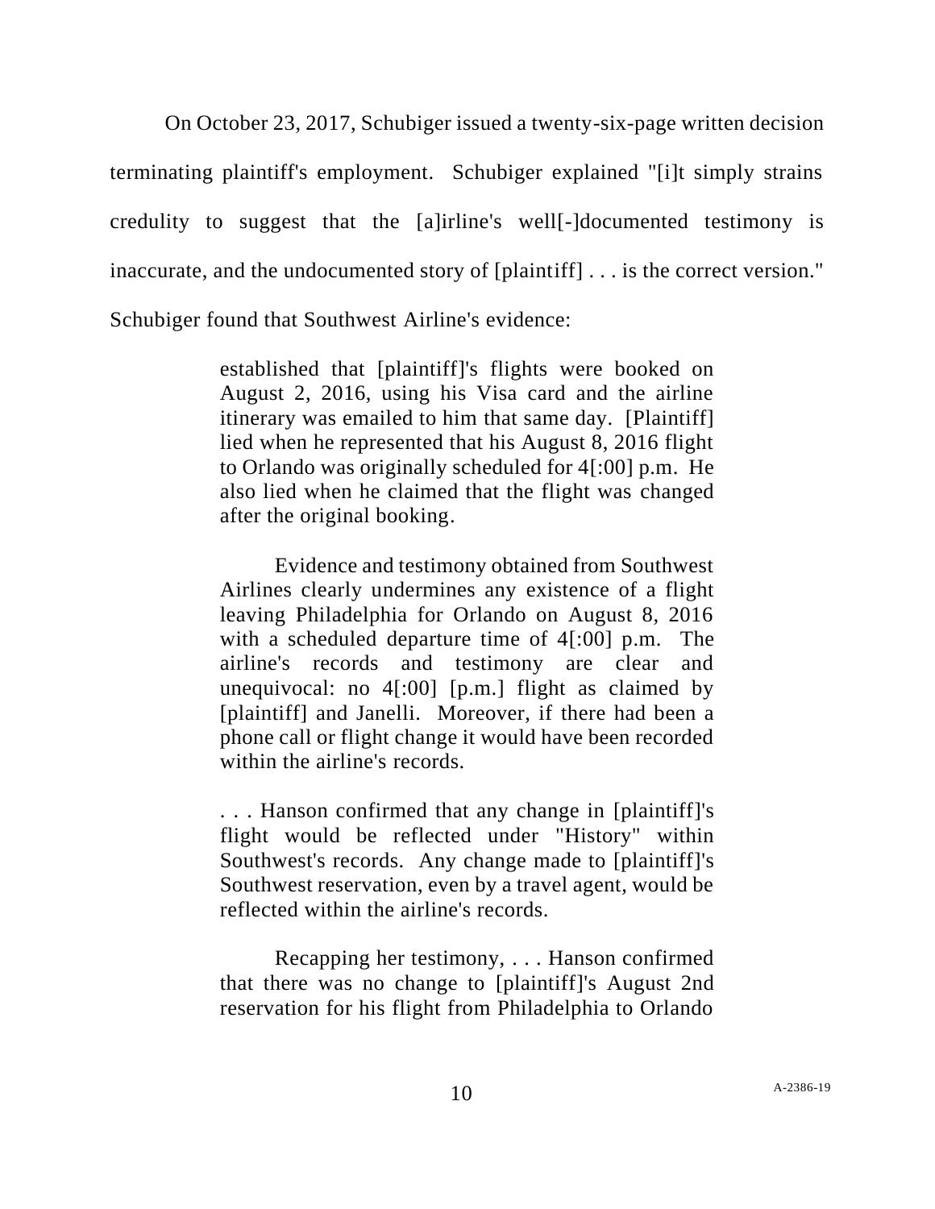On October 23, 2017, Schubiger issued a twenty-six-page written decision terminating plaintiff's employment. Schubiger explained "[i]t simply strains credulity to suggest that the [a]irline's well[-]documented testimony is inaccurate, and the undocumented story of [plaintiff] . . . is the correct version." Schubiger found that Southwest Airline's evidence:

> established that [plaintiff]'s flights were booked on August 2, 2016, using his Visa card and the airline itinerary was emailed to him that same day. [Plaintiff] lied when he represented that his August 8, 2016 flight to Orlando was originally scheduled for 4[:00] p.m. He also lied when he claimed that the flight was changed after the original booking.
>
> Evidence and testimony obtained from Southwest Airlines clearly undermines any existence of a flight leaving Philadelphia for Orlando on August 8, 2016 with a scheduled departure time of 4[:00] p.m. The airline's records and testimony are clear and unequivocal: no 4[:00] [p.m.] flight as claimed by [plaintiff] and Janelli. Moreover, if there had been a phone call or flight change it would have been recorded within the airline's records.
>
> . . . Hanson confirmed that any change in [plaintiff]'s flight would be reflected under "History" within Southwest's records. Any change made to [plaintiff]'s Southwest reservation, even by a travel agent, would be reflected within the airline's records.
>
> Recapping her testimony, . . . Hanson confirmed that there was no change to [plaintiff]'s August 2nd reservation for his flight from Philadelphia to Orlando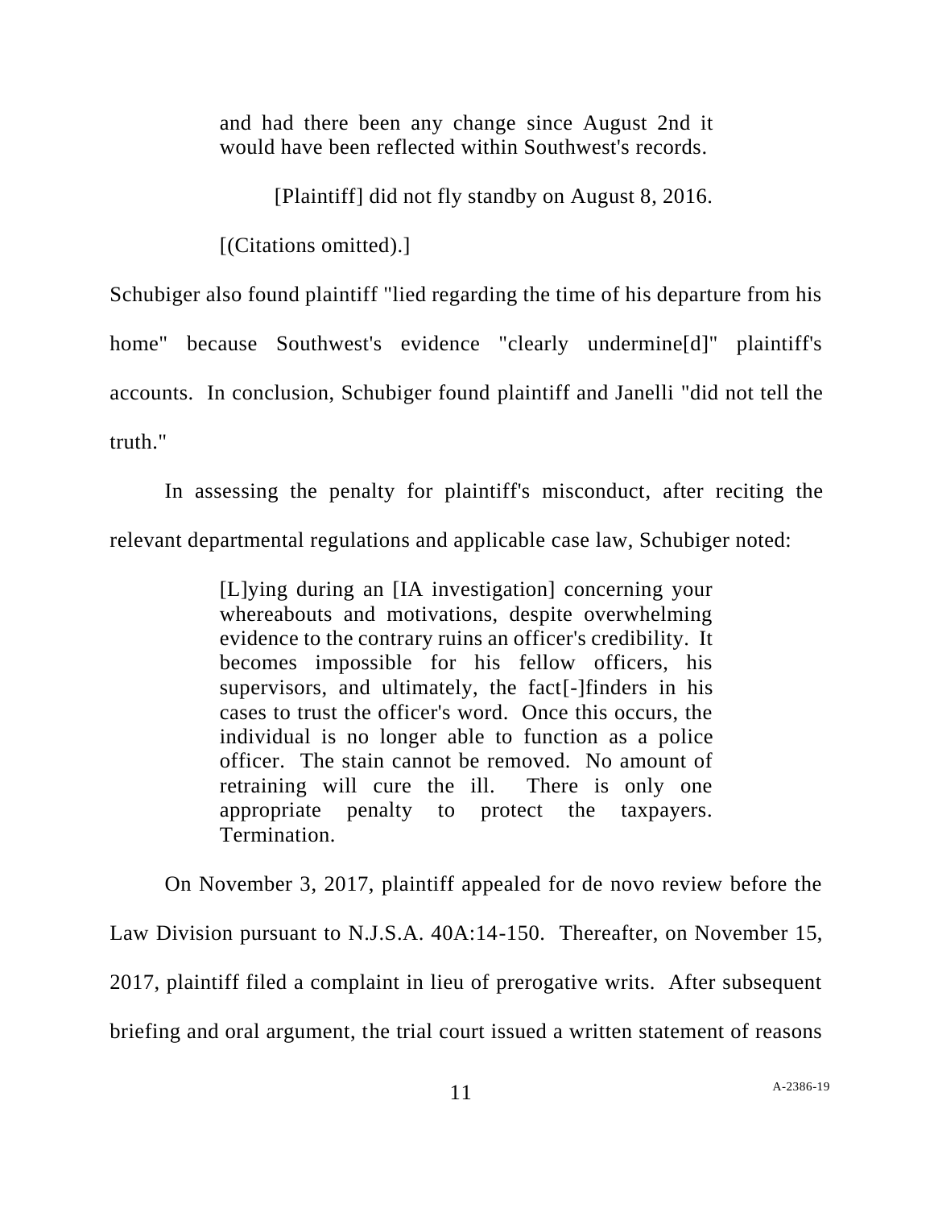> and had there been any change since August 2nd it would have been reflected within Southwest's records.
>
> [Plaintiff] did not fly standby on August 8, 2016.
>
> [(Citations omitted).]

Schubiger also found plaintiff "lied regarding the time of his departure from his home" because Southwest's evidence "clearly undermine[d]" plaintiff's accounts. In conclusion, Schubiger found plaintiff and Janelli "did not tell the truth."

In assessing the penalty for plaintiff's misconduct, after reciting the relevant departmental regulations and applicable case law, Schubiger noted:

> [L]ying during an [IA investigation] concerning your whereabouts and motivations, despite overwhelming evidence to the contrary ruins an officer's credibility. It becomes impossible for his fellow officers, his supervisors, and ultimately, the fact[-]finders in his cases to trust the officer's word. Once this occurs, the individual is no longer able to function as a police officer. The stain cannot be removed. No amount of retraining will cure the ill. There is only one appropriate penalty to protect the taxpayers. Termination.

On November 3, 2017, plaintiff appealed for de novo review before the Law Division pursuant to N.J.S.A. 40A:14-150. Thereafter, on November 15, 2017, plaintiff filed a complaint in lieu of prerogative writs. After subsequent briefing and oral argument, the trial court issued a written statement of reasons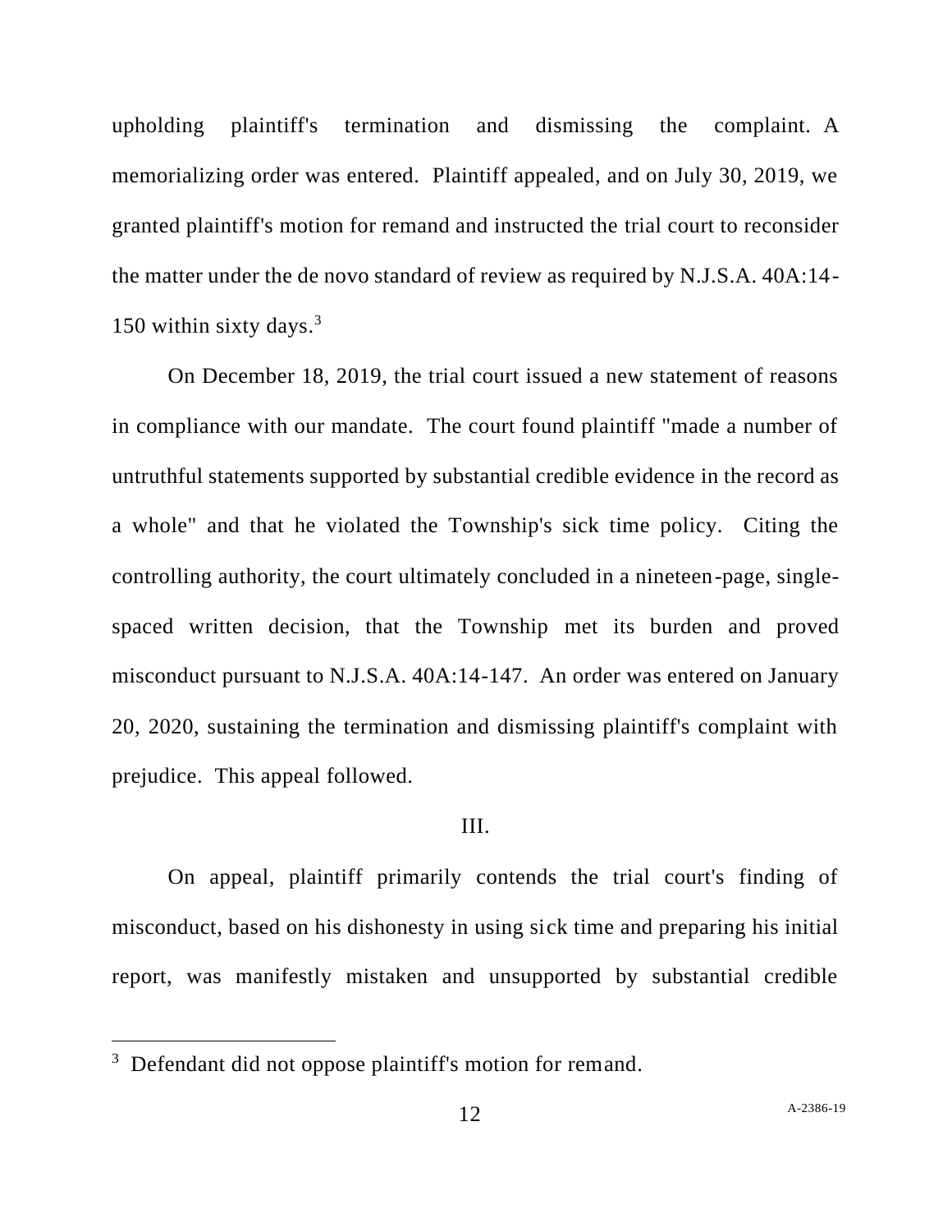upholding plaintiff's termination and dismissing the complaint. A memorializing order was entered. Plaintiff appealed, and on July 30, 2019, we granted plaintiff's motion for remand and instructed the trial court to reconsider the matter under the de novo standard of review as required by N.J.S.A. 40A:14-150 within sixty days.[3]

On December 18, 2019, the trial court issued a new statement of reasons in compliance with our mandate. The court found plaintiff "made a number of untruthful statements supported by substantial credible evidence in the record as a whole" and that he violated the Township's sick time policy. Citing the controlling authority, the court ultimately concluded in a nineteen-page, single-spaced written decision, that the Township met its burden and proved misconduct pursuant to N.J.S.A. 40A:14-147. An order was entered on January 20, 2020, sustaining the termination and dismissing plaintiff's complaint with prejudice. This appeal followed.

## III.

On appeal, plaintiff primarily contends the trial court's finding of misconduct, based on his dishonesty in using sick time and preparing his initial report, was manifestly mistaken and unsupported by substantial credible

---

[3] Defendant did not oppose plaintiff's motion for remand.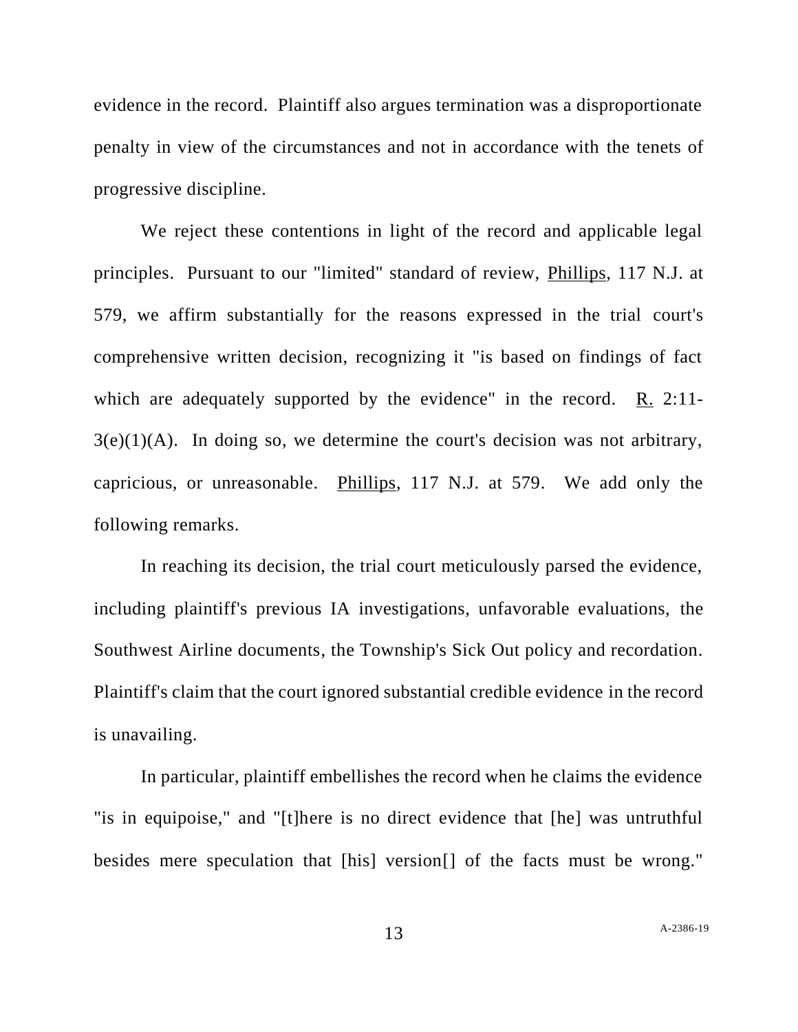evidence in the record. Plaintiff also argues termination was a disproportionate penalty in view of the circumstances and not in accordance with the tenets of progressive discipline.

We reject these contentions in light of the record and applicable legal principles. Pursuant to our "limited" standard of review, Phillips, 117 N.J. at 579, we affirm substantially for the reasons expressed in the trial court's comprehensive written decision, recognizing it "is based on findings of fact which are adequately supported by the evidence" in the record. R. 2:11-3(e)(1)(A). In doing so, we determine the court's decision was not arbitrary, capricious, or unreasonable. Phillips, 117 N.J. at 579. We add only the following remarks.

In reaching its decision, the trial court meticulously parsed the evidence, including plaintiff's previous IA investigations, unfavorable evaluations, the Southwest Airline documents, the Township's Sick Out policy and recordation. Plaintiff's claim that the court ignored substantial credible evidence in the record is unavailing.

In particular, plaintiff embellishes the record when he claims the evidence "is in equipoise," and "[t]here is no direct evidence that [he] was untruthful besides mere speculation that [his] version[] of the facts must be wrong."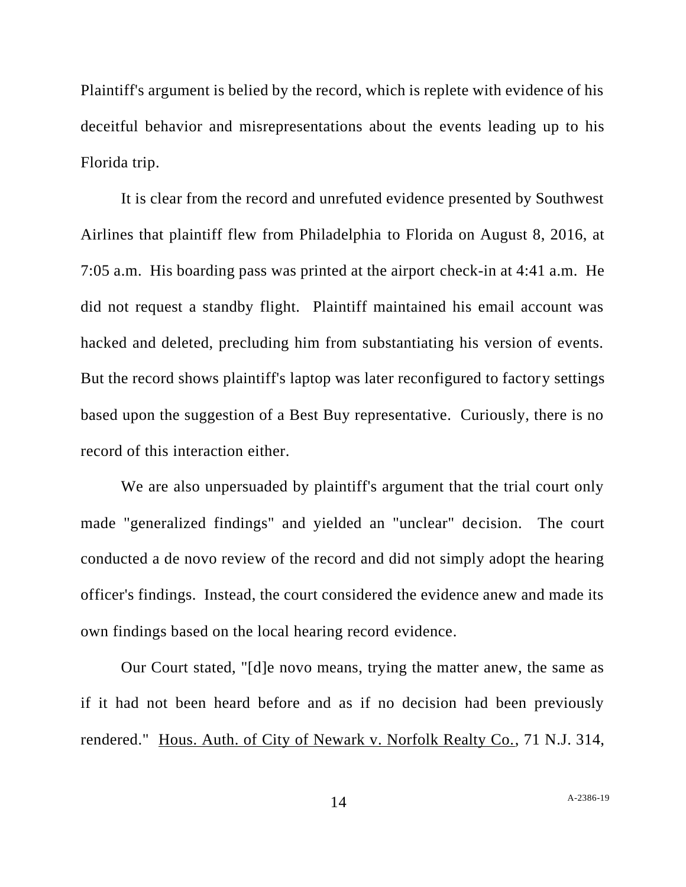Plaintiff's argument is belied by the record, which is replete with evidence of his deceitful behavior and misrepresentations about the events leading up to his Florida trip.

It is clear from the record and unrefuted evidence presented by Southwest Airlines that plaintiff flew from Philadelphia to Florida on August 8, 2016, at 7:05 a.m. His boarding pass was printed at the airport check-in at 4:41 a.m. He did not request a standby flight. Plaintiff maintained his email account was hacked and deleted, precluding him from substantiating his version of events. But the record shows plaintiff's laptop was later reconfigured to factory settings based upon the suggestion of a Best Buy representative. Curiously, there is no record of this interaction either.

We are also unpersuaded by plaintiff's argument that the trial court only made "generalized findings" and yielded an "unclear" decision. The court conducted a de novo review of the record and did not simply adopt the hearing officer's findings. Instead, the court considered the evidence anew and made its own findings based on the local hearing record evidence.

Our Court stated, "[d]e novo means, trying the matter anew, the same as if it had not been heard before and as if no decision had been previously rendered." Hous. Auth. of City of Newark v. Norfolk Realty Co., 71 N.J. 314,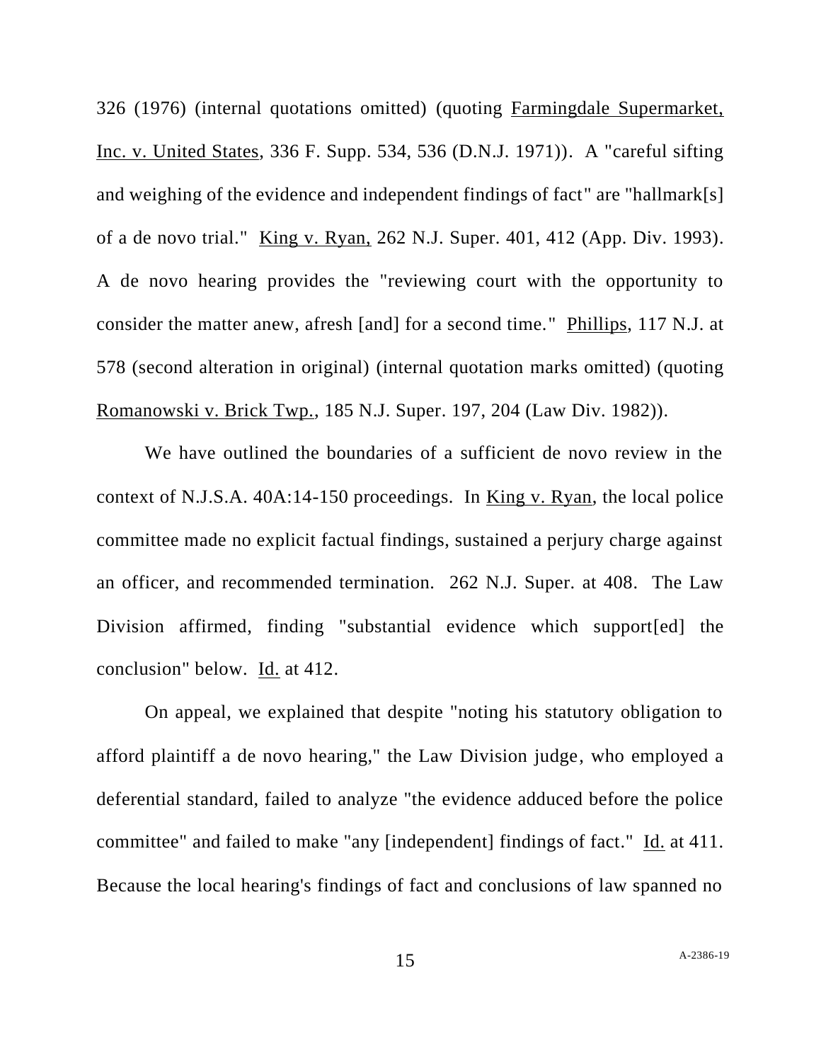326 (1976) (internal quotations omitted) (quoting Farmingdale Supermarket, Inc. v. United States, 336 F. Supp. 534, 536 (D.N.J. 1971)). A "careful sifting and weighing of the evidence and independent findings of fact" are "hallmark[s] of a de novo trial." King v. Ryan, 262 N.J. Super. 401, 412 (App. Div. 1993). A de novo hearing provides the "reviewing court with the opportunity to consider the matter anew, afresh [and] for a second time." Phillips, 117 N.J. at 578 (second alteration in original) (internal quotation marks omitted) (quoting Romanowski v. Brick Twp., 185 N.J. Super. 197, 204 (Law Div. 1982)).

We have outlined the boundaries of a sufficient de novo review in the context of N.J.S.A. 40A:14-150 proceedings. In King v. Ryan, the local police committee made no explicit factual findings, sustained a perjury charge against an officer, and recommended termination. 262 N.J. Super. at 408. The Law Division affirmed, finding "substantial evidence which support[ed] the conclusion" below. Id. at 412.

On appeal, we explained that despite "noting his statutory obligation to afford plaintiff a de novo hearing," the Law Division judge, who employed a deferential standard, failed to analyze "the evidence adduced before the police committee" and failed to make "any [independent] findings of fact." Id. at 411. Because the local hearing's findings of fact and conclusions of law spanned no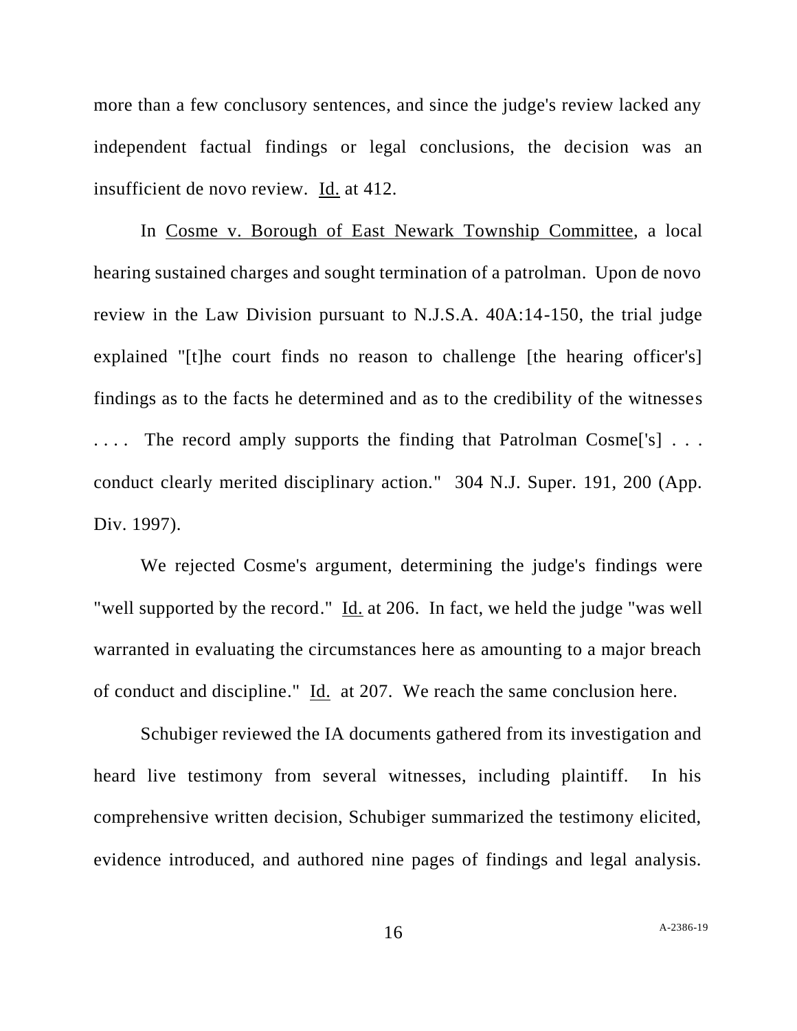more than a few conclusory sentences, and since the judge's review lacked any independent factual findings or legal conclusions, the decision was an insufficient de novo review. Id. at 412.

In Cosme v. Borough of East Newark Township Committee, a local hearing sustained charges and sought termination of a patrolman. Upon de novo review in the Law Division pursuant to N.J.S.A. 40A:14-150, the trial judge explained "[t]he court finds no reason to challenge [the hearing officer's] findings as to the facts he determined and as to the credibility of the witnesses . . . . The record amply supports the finding that Patrolman Cosme['s] . . . conduct clearly merited disciplinary action." 304 N.J. Super. 191, 200 (App. Div. 1997).

We rejected Cosme's argument, determining the judge's findings were "well supported by the record." Id. at 206. In fact, we held the judge "was well warranted in evaluating the circumstances here as amounting to a major breach of conduct and discipline." Id. at 207. We reach the same conclusion here.

Schubiger reviewed the IA documents gathered from its investigation and heard live testimony from several witnesses, including plaintiff. In his comprehensive written decision, Schubiger summarized the testimony elicited, evidence introduced, and authored nine pages of findings and legal analysis.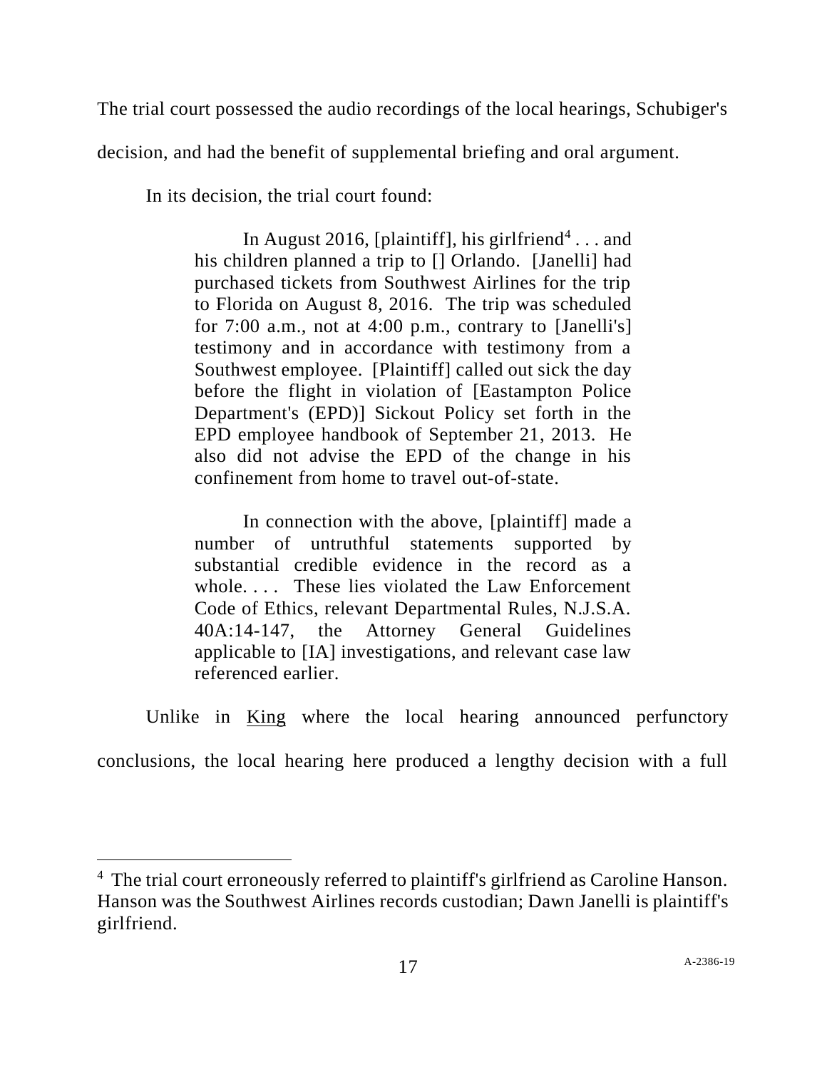The trial court possessed the audio recordings of the local hearings, Schubiger's decision, and had the benefit of supplemental briefing and oral argument.

In its decision, the trial court found:

> In August 2016, [plaintiff], his girlfriend[4] . . . and his children planned a trip to [] Orlando. [Janelli] had purchased tickets from Southwest Airlines for the trip to Florida on August 8, 2016. The trip was scheduled for 7:00 a.m., not at 4:00 p.m., contrary to [Janelli's] testimony and in accordance with testimony from a Southwest employee. [Plaintiff] called out sick the day before the flight in violation of [Eastampton Police Department's (EPD)] Sickout Policy set forth in the EPD employee handbook of September 21, 2013. He also did not advise the EPD of the change in his confinement from home to travel out-of-state.
>
> In connection with the above, [plaintiff] made a number of untruthful statements supported by substantial credible evidence in the record as a whole. . . . These lies violated the Law Enforcement Code of Ethics, relevant Departmental Rules, N.J.S.A. 40A:14-147, the Attorney General Guidelines applicable to [IA] investigations, and relevant case law referenced earlier.

Unlike in King where the local hearing announced perfunctory conclusions, the local hearing here produced a lengthy decision with a full

---

[4] The trial court erroneously referred to plaintiff's girlfriend as Caroline Hanson. Hanson was the Southwest Airlines records custodian; Dawn Janelli is plaintiff's girlfriend.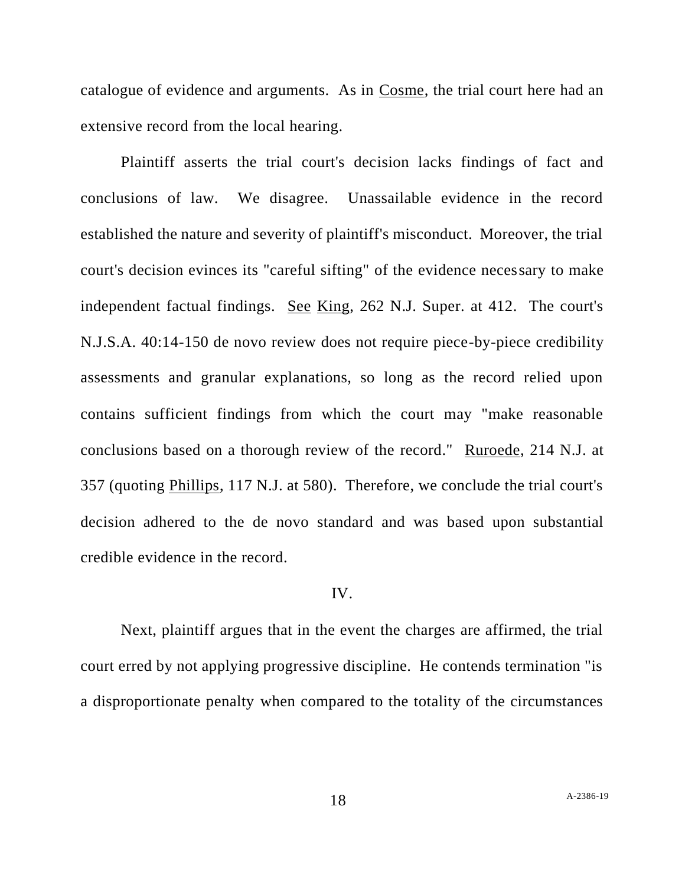catalogue of evidence and arguments. As in Cosme, the trial court here had an extensive record from the local hearing.

Plaintiff asserts the trial court's decision lacks findings of fact and conclusions of law. We disagree. Unassailable evidence in the record established the nature and severity of plaintiff's misconduct. Moreover, the trial court's decision evinces its "careful sifting" of the evidence necessary to make independent factual findings. See King, 262 N.J. Super. at 412. The court's N.J.S.A. 40:14-150 de novo review does not require piece-by-piece credibility assessments and granular explanations, so long as the record relied upon contains sufficient findings from which the court may "make reasonable conclusions based on a thorough review of the record." Ruroede, 214 N.J. at 357 (quoting Phillips, 117 N.J. at 580). Therefore, we conclude the trial court's decision adhered to the de novo standard and was based upon substantial credible evidence in the record.

## IV.

Next, plaintiff argues that in the event the charges are affirmed, the trial court erred by not applying progressive discipline. He contends termination "is a disproportionate penalty when compared to the totality of the circumstances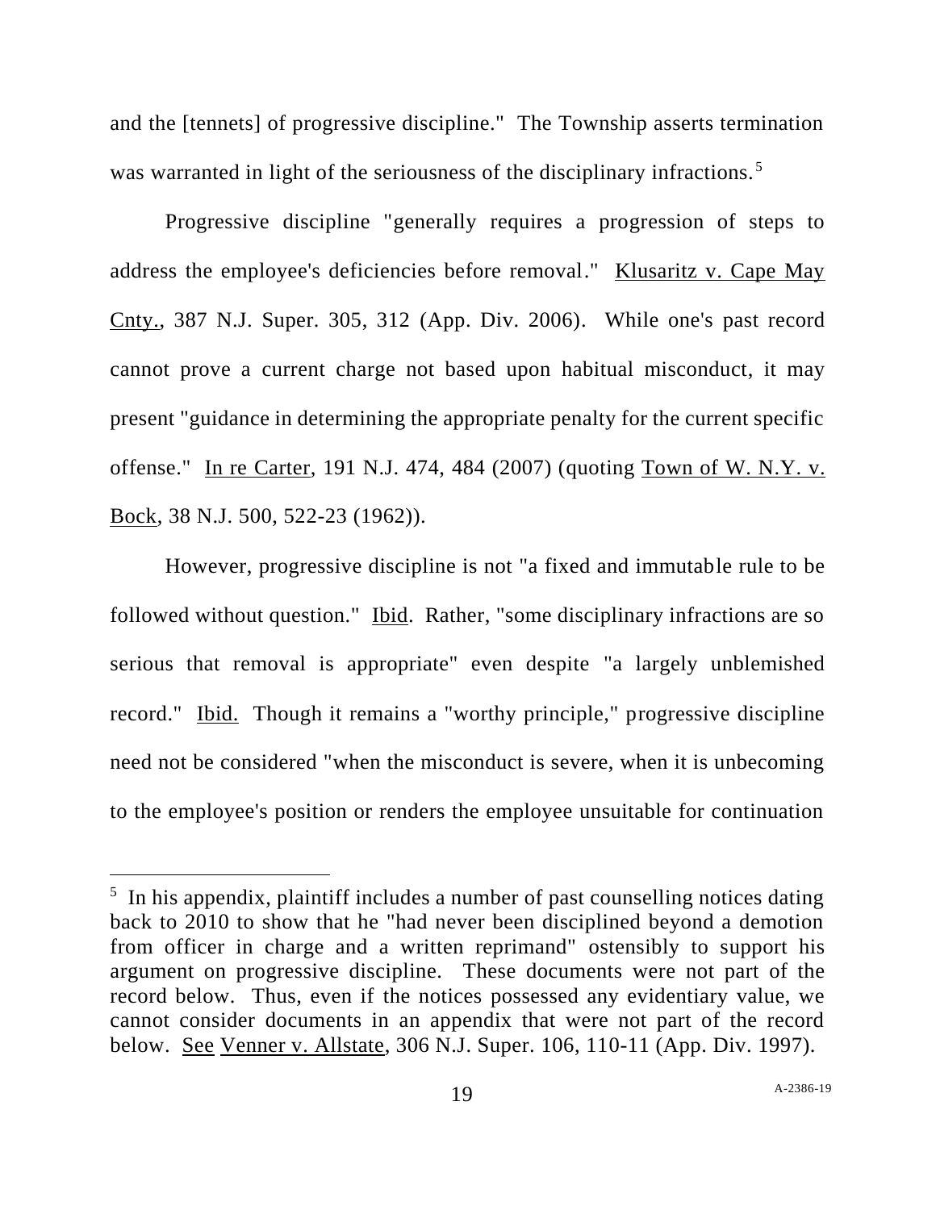and the [tennets] of progressive discipline." The Township asserts termination was warranted in light of the seriousness of the disciplinary infractions.[5]

Progressive discipline "generally requires a progression of steps to address the employee's deficiencies before removal." Klusaritz v. Cape May Cnty., 387 N.J. Super. 305, 312 (App. Div. 2006). While one's past record cannot prove a current charge not based upon habitual misconduct, it may present "guidance in determining the appropriate penalty for the current specific offense." In re Carter, 191 N.J. 474, 484 (2007) (quoting Town of W. N.Y. v. Bock, 38 N.J. 500, 522-23 (1962)).

However, progressive discipline is not "a fixed and immutable rule to be followed without question." Ibid. Rather, "some disciplinary infractions are so serious that removal is appropriate" even despite "a largely unblemished record." Ibid. Though it remains a "worthy principle," progressive discipline need not be considered "when the misconduct is severe, when it is unbecoming to the employee's position or renders the employee unsuitable for continuation

---

[5] In his appendix, plaintiff includes a number of past counselling notices dating back to 2010 to show that he "had never been disciplined beyond a demotion from officer in charge and a written reprimand" ostensibly to support his argument on progressive discipline. These documents were not part of the record below. Thus, even if the notices possessed any evidentiary value, we cannot consider documents in an appendix that were not part of the record below. See Venner v. Allstate, 306 N.J. Super. 106, 110-11 (App. Div. 1997).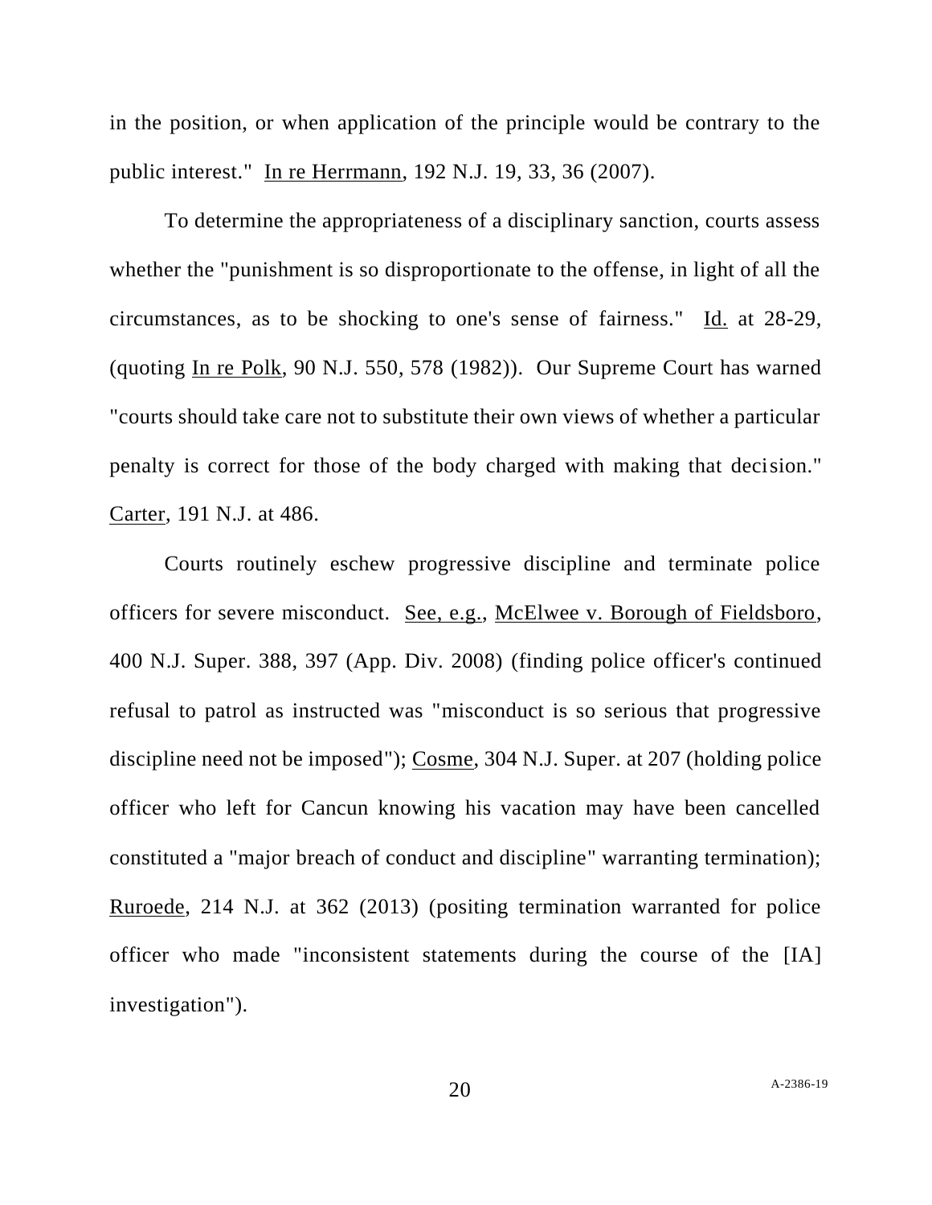in the position, or when application of the principle would be contrary to the public interest." In re Herrmann, 192 N.J. 19, 33, 36 (2007).

To determine the appropriateness of a disciplinary sanction, courts assess whether the "punishment is so disproportionate to the offense, in light of all the circumstances, as to be shocking to one's sense of fairness." Id. at 28-29, (quoting In re Polk, 90 N.J. 550, 578 (1982)). Our Supreme Court has warned "courts should take care not to substitute their own views of whether a particular penalty is correct for those of the body charged with making that decision." Carter, 191 N.J. at 486.

Courts routinely eschew progressive discipline and terminate police officers for severe misconduct. See, e.g., McElwee v. Borough of Fieldsboro, 400 N.J. Super. 388, 397 (App. Div. 2008) (finding police officer's continued refusal to patrol as instructed was "misconduct is so serious that progressive discipline need not be imposed"); Cosme, 304 N.J. Super. at 207 (holding police officer who left for Cancun knowing his vacation may have been cancelled constituted a "major breach of conduct and discipline" warranting termination); Ruroede, 214 N.J. at 362 (2013) (positing termination warranted for police officer who made "inconsistent statements during the course of the [IA] investigation").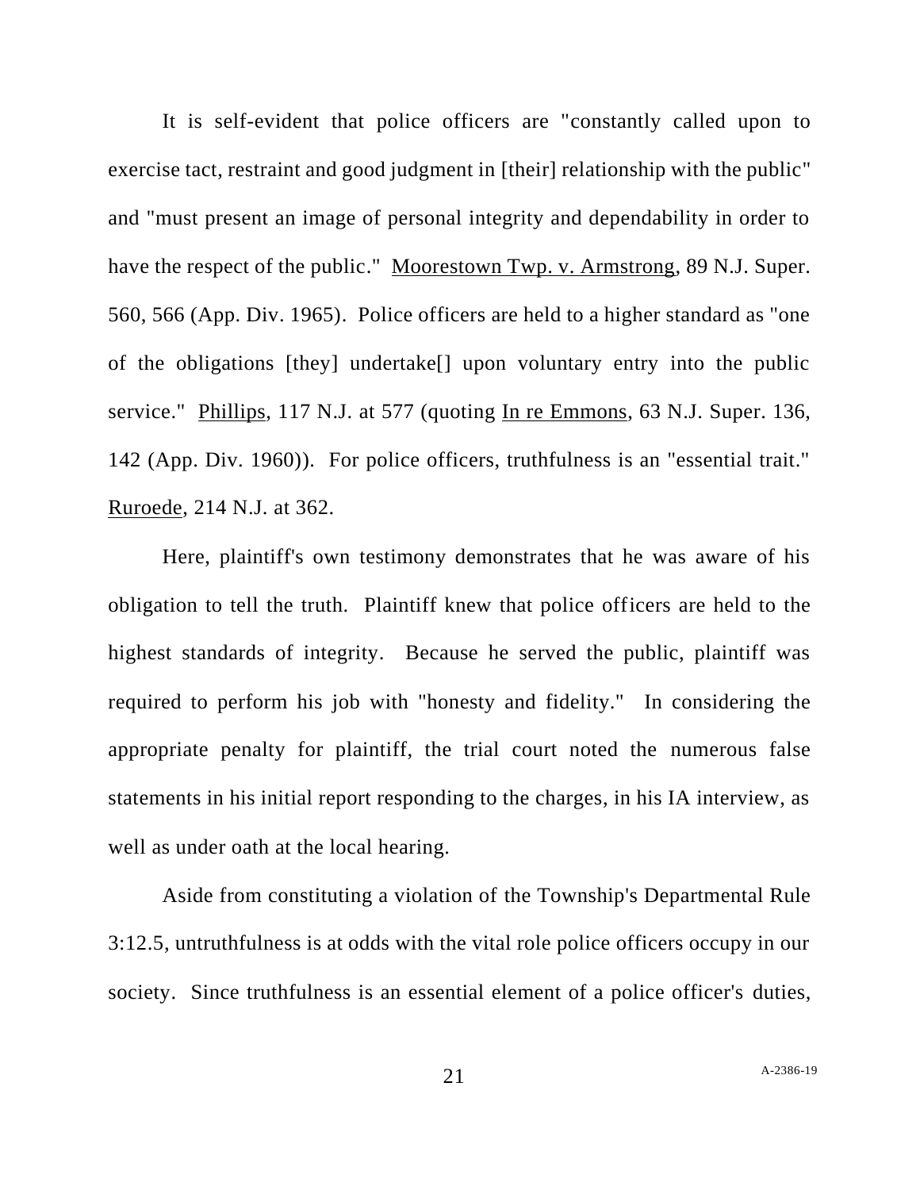It is self-evident that police officers are "constantly called upon to exercise tact, restraint and good judgment in [their] relationship with the public" and "must present an image of personal integrity and dependability in order to have the respect of the public." Moorestown Twp. v. Armstrong, 89 N.J. Super. 560, 566 (App. Div. 1965). Police officers are held to a higher standard as "one of the obligations [they] undertake[] upon voluntary entry into the public service." Phillips, 117 N.J. at 577 (quoting In re Emmons, 63 N.J. Super. 136, 142 (App. Div. 1960)). For police officers, truthfulness is an "essential trait." Ruroede, 214 N.J. at 362.

Here, plaintiff's own testimony demonstrates that he was aware of his obligation to tell the truth. Plaintiff knew that police officers are held to the highest standards of integrity. Because he served the public, plaintiff was required to perform his job with "honesty and fidelity." In considering the appropriate penalty for plaintiff, the trial court noted the numerous false statements in his initial report responding to the charges, in his IA interview, as well as under oath at the local hearing.

Aside from constituting a violation of the Township's Departmental Rule 3:12.5, untruthfulness is at odds with the vital role police officers occupy in our society. Since truthfulness is an essential element of a police officer's duties,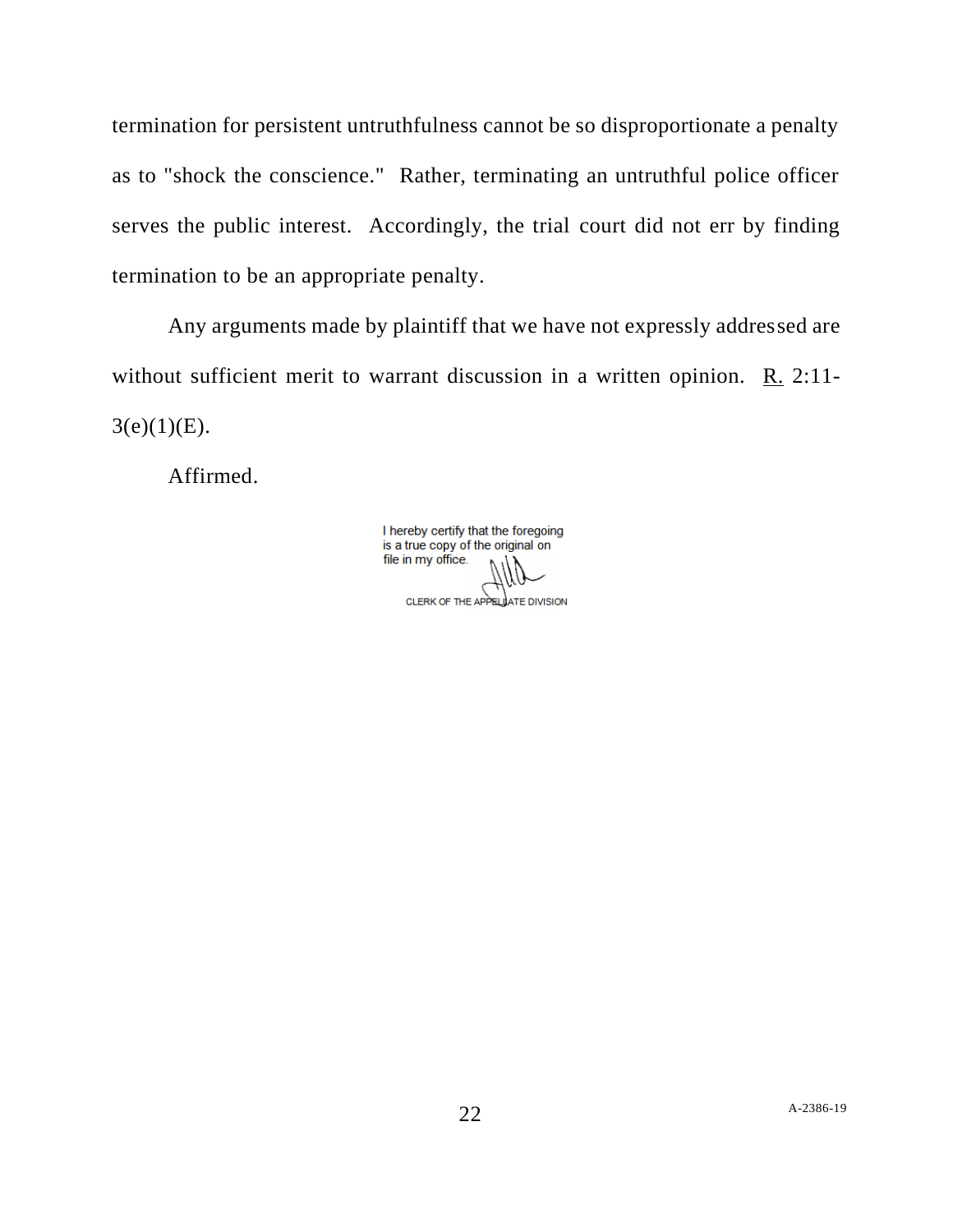termination for persistent untruthfulness cannot be so disproportionate a penalty as to "shock the conscience." Rather, terminating an untruthful police officer serves the public interest. Accordingly, the trial court did not err by finding termination to be an appropriate penalty.

Any arguments made by plaintiff that we have not expressly addressed are without sufficient merit to warrant discussion in a written opinion. R. 2:11-3(e)(1)(E).

Affirmed.

I hereby certify that the foregoing is a true copy of the original on file in my office.

CLERK OF THE APPELLATE DIVISION